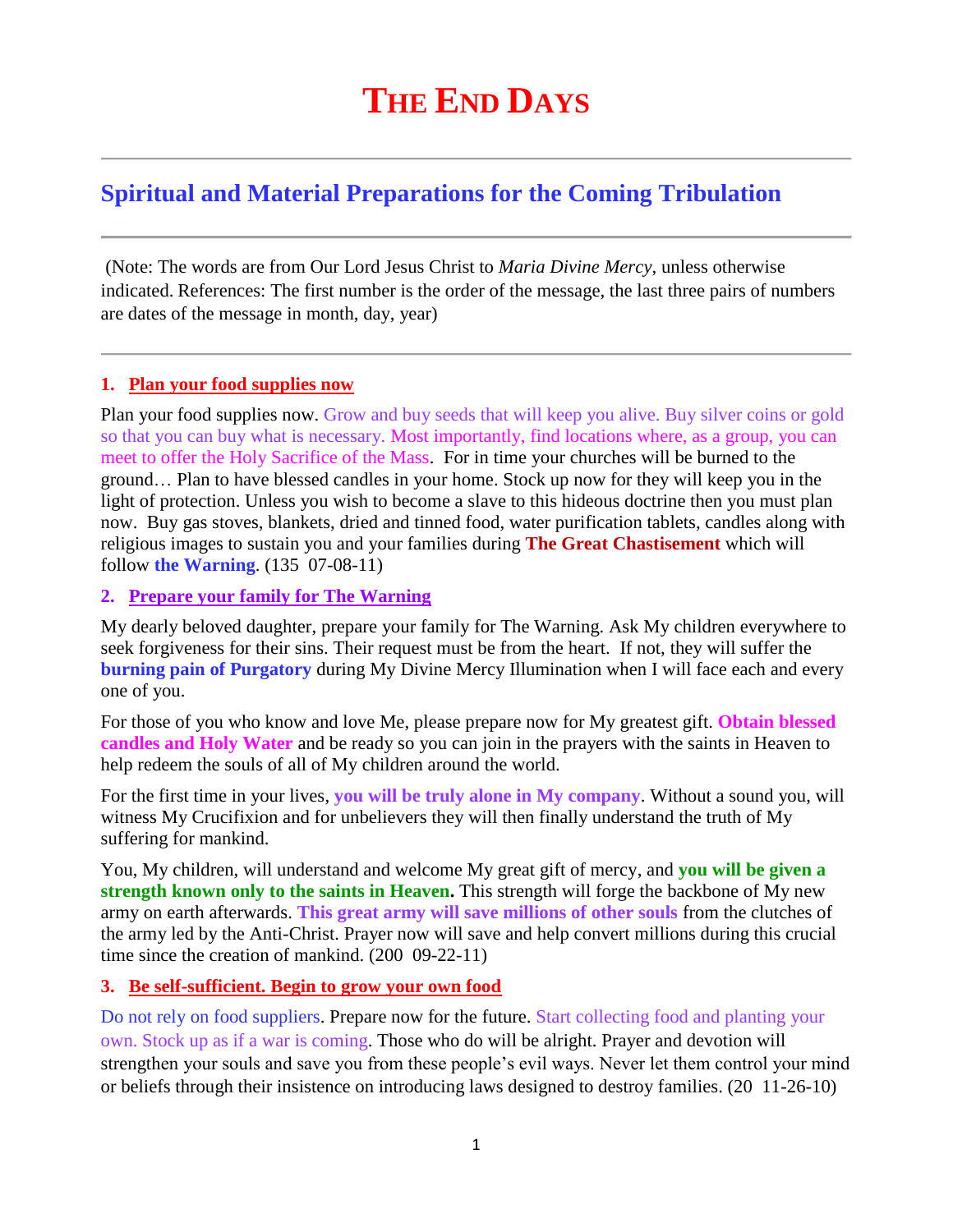# The End Days

## Spiritual and Material Preparations for the Coming Tribulation

(Note: The words are from Our Lord Jesus Christ to *Maria Divine Mercy*, unless otherwise indicated. References: The first number is the order of the message, the last three pairs of numbers are dates of the message in month, day, year)

### 1. Plan your food supplies now

Plan your food supplies now. Grow and buy seeds that will keep you alive. Buy silver coins or gold so that you can buy what is necessary. Most importantly, find locations where, as a group, you can meet to offer the Holy Sacrifice of the Mass. For in time your churches will be burned to the ground… Plan to have blessed candles in your home. Stock up now for they will keep you in the light of protection. Unless you wish to become a slave to this hideous doctrine then you must plan now. Buy gas stoves, blankets, dried and tinned food, water purification tablets, candles along with religious images to sustain you and your families during **The Great Chastisement** which will follow **the Warning**. (135 07-08-11)

### 2. Prepare your family for The Warning

My dearly beloved daughter, prepare your family for The Warning. Ask My children everywhere to seek forgiveness for their sins. Their request must be from the heart. If not, they will suffer the **burning pain of Purgatory** during My Divine Mercy Illumination when I will face each and every one of you.

For those of you who know and love Me, please prepare now for My greatest gift. **Obtain blessed candles and Holy Water** and be ready so you can join in the prayers with the saints in Heaven to help redeem the souls of all of My children around the world.

For the first time in your lives, **you will be truly alone in My company**. Without a sound you, will witness My Crucifixion and for unbelievers they will then finally understand the truth of My suffering for mankind.

You, My children, will understand and welcome My great gift of mercy, and **you will be given a strength known only to the saints in Heaven.** This strength will forge the backbone of My new army on earth afterwards. **This great army will save millions of other souls** from the clutches of the army led by the Anti-Christ. Prayer now will save and help convert millions during this crucial time since the creation of mankind. (200 09-22-11)

### 3. Be self-sufficient. Begin to grow your own food

Do not rely on food suppliers. Prepare now for the future. Start collecting food and planting your own. Stock up as if a war is coming. Those who do will be alright. Prayer and devotion will strengthen your souls and save you from these people's evil ways. Never let them control your mind or beliefs through their insistence on introducing laws designed to destroy families. (20 11-26-10)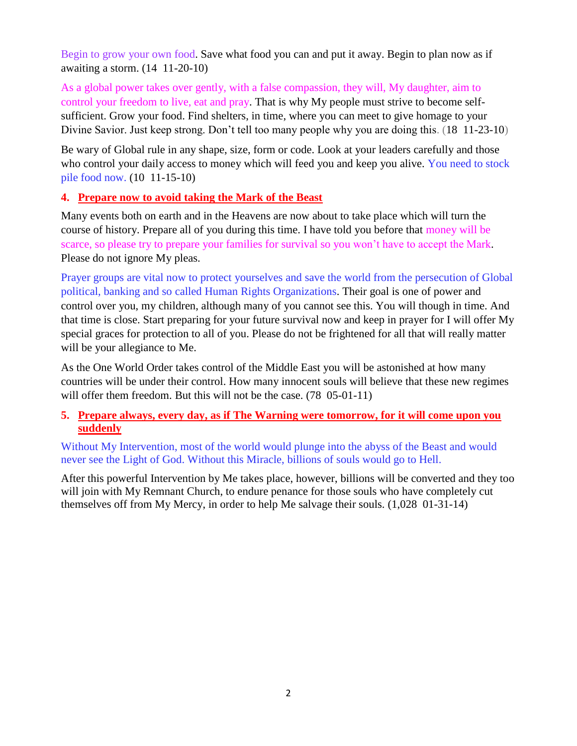Begin to grow your own food. Save what food you can and put it away. Begin to plan now as if awaiting a storm. (14  11-20-10)

As a global power takes over gently, with a false compassion, they will, My daughter, aim to control your freedom to live, eat and pray. That is why My people must strive to become self-sufficient. Grow your food. Find shelters, in time, where you can meet to give homage to your Divine Savior. Just keep strong. Don't tell too many people why you are doing this. (18  11-23-10)

Be wary of Global rule in any shape, size, form or code. Look at your leaders carefully and those who control your daily access to money which will feed you and keep you alive. You need to stock pile food now. (10  11-15-10)

### 4. **Prepare now to avoid taking the Mark of the Beast**

Many events both on earth and in the Heavens are now about to take place which will turn the course of history. Prepare all of you during this time. I have told you before that money will be scarce, so please try to prepare your families for survival so you won't have to accept the Mark. Please do not ignore My pleas.

Prayer groups are vital now to protect yourselves and save the world from the persecution of Global political, banking and so called Human Rights Organizations. Their goal is one of power and control over you, my children, although many of you cannot see this. You will though in time. And that time is close. Start preparing for your future survival now and keep in prayer for I will offer My special graces for protection to all of you. Please do not be frightened for all that will really matter will be your allegiance to Me.

As the One World Order takes control of the Middle East you will be astonished at how many countries will be under their control. How many innocent souls will believe that these new regimes will offer them freedom. But this will not be the case. (78  05-01-11)

### 5. **Prepare always, every day, as if The Warning were tomorrow, for it will come upon you suddenly**

Without My Intervention, most of the world would plunge into the abyss of the Beast and would never see the Light of God. Without this Miracle, billions of souls would go to Hell.

After this powerful Intervention by Me takes place, however, billions will be converted and they too will join with My Remnant Church, to endure penance for those souls who have completely cut themselves off from My Mercy, in order to help Me salvage their souls. (1,028  01-31-14)